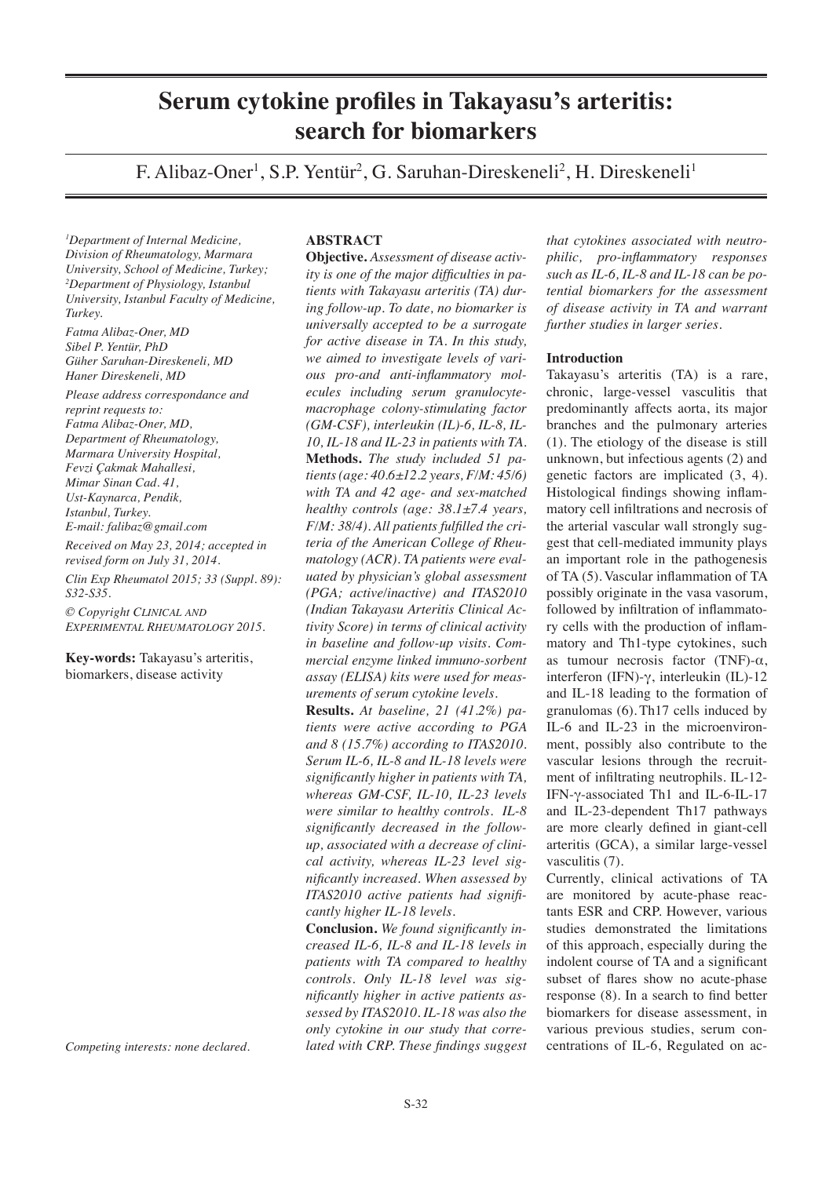# Serum cytokine profiles in Takayasu's arteritis: search for biomarkers

F. Alibaz-Oner[1], S.P. Yentür[2], G. Saruhan-Direskeneli[2], H. Direskeneli[1]

[1]*Department of Internal Medicine, Division of Rheumatology, Marmara University, School of Medicine, Turkey;* [2]*Department of Physiology, Istanbul University, Istanbul Faculty of Medicine, Turkey.*

*Fatma Alibaz-Oner, MD*
*Sibel P. Yentür, PhD*
*Güher Saruhan-Direskeneli, MD*
*Haner Direskeneli, MD*

*Please address correspondance and reprint requests to:*
*Fatma Alibaz-Oner, MD,*
*Department of Rheumatology,*
*Marmara University Hospital,*
*Fevzi Çakmak Mahallesi,*
*Mimar Sinan Cad. 41,*
*Ust-Kaynarca, Pendik,*
*Istanbul, Turkey.*
*E-mail: falibaz@gmail.com*

*Received on May 23, 2014; accepted in revised form on July 31, 2014.*

*Clin Exp Rheumatol 2015; 33 (Suppl. 89): S32-S35.*

*© Copyright Clinical and Experimental Rheumatology 2015.*

**Key-words:** Takayasu's arteritis, biomarkers, disease activity

*Competing interests: none declared.*

## ABSTRACT

**Objective.** *Assessment of disease activity is one of the major difficulties in patients with Takayasu arteritis (TA) during follow-up. To date, no biomarker is universally accepted to be a surrogate for active disease in TA. In this study, we aimed to investigate levels of various pro-and anti-inflammatory molecules including serum granulocyte-macrophage colony-stimulating factor (GM-CSF), interleukin (IL)-6, IL-8, IL-10, IL-18 and IL-23 in patients with TA.*

**Methods.** *The study included 51 patients (age: 40.6±12.2 years, F/M: 45/6) with TA and 42 age- and sex-matched healthy controls (age: 38.1±7.4 years, F/M: 38/4). All patients fulfilled the criteria of the American College of Rheumatology (ACR). TA patients were evaluated by physician's global assessment (PGA; active/inactive) and ITAS2010 (Indian Takayasu Arteritis Clinical Activity Score) in terms of clinical activity in baseline and follow-up visits. Commercial enzyme linked immuno-sorbent assay (ELISA) kits were used for measurements of serum cytokine levels.*

**Results.** *At baseline, 21 (41.2%) patients were active according to PGA and 8 (15.7%) according to ITAS2010. Serum IL-6, IL-8 and IL-18 levels were significantly higher in patients with TA, whereas GM-CSF, IL-10, IL-23 levels were similar to healthy controls. IL-8 significantly decreased in the follow-up, associated with a decrease of clinical activity, whereas IL-23 level significantly increased. When assessed by ITAS2010 active patients had significantly higher IL-18 levels.*

**Conclusion.** *We found significantly increased IL-6, IL-8 and IL-18 levels in patients with TA compared to healthy controls. Only IL-18 level was significantly higher in active patients assessed by ITAS2010. IL-18 was also the only cytokine in our study that correlated with CRP. These findings suggest that cytokines associated with neutrophilic, pro-inflammatory responses such as IL-6, IL-8 and IL-18 can be potential biomarkers for the assessment of disease activity in TA and warrant further studies in larger series.*

## Introduction

Takayasu's arteritis (TA) is a rare, chronic, large-vessel vasculitis that predominantly affects aorta, its major branches and the pulmonary arteries (1). The etiology of the disease is still unknown, but infectious agents (2) and genetic factors are implicated (3, 4). Histological findings showing inflammatory cell infiltrations and necrosis of the arterial vascular wall strongly suggest that cell-mediated immunity plays an important role in the pathogenesis of TA (5). Vascular inflammation of TA possibly originate in the vasa vasorum, followed by infiltration of inflammatory cells with the production of inflammatory and Th1-type cytokines, such as tumour necrosis factor (TNF)-α, interferon (IFN)-γ, interleukin (IL)-12 and IL-18 leading to the formation of granulomas (6). Th17 cells induced by IL-6 and IL-23 in the microenvironment, possibly also contribute to the vascular lesions through the recruitment of infiltrating neutrophils. IL-12-IFN-γ-associated Th1 and IL-6-IL-17 and IL-23-dependent Th17 pathways are more clearly defined in giant-cell arteritis (GCA), a similar large-vessel vasculitis (7).

Currently, clinical activations of TA are monitored by acute-phase reactants ESR and CRP. However, various studies demonstrated the limitations of this approach, especially during the indolent course of TA and a significant subset of flares show no acute-phase response (8). In a search to find better biomarkers for disease assessment, in various previous studies, serum concentrations of IL-6, Regulated on ac-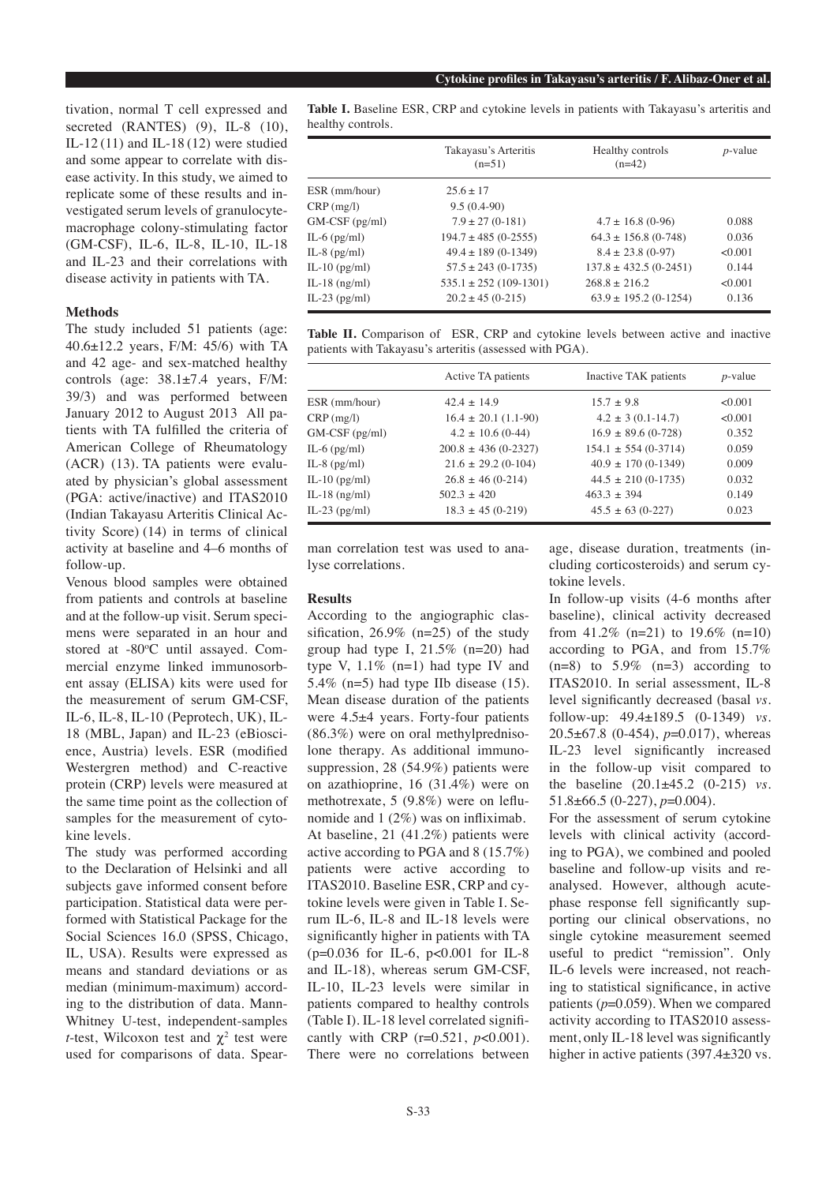tivation, normal T cell expressed and secreted (RANTES) (9), IL-8 (10), IL-12 (11) and IL-18 (12) were studied and some appear to correlate with disease activity. In this study, we aimed to replicate some of these results and investigated serum levels of granulocyte-macrophage colony-stimulating factor (GM-CSF), IL-6, IL-8, IL-10, IL-18 and IL-23 and their correlations with disease activity in patients with TA.

### Methods

The study included 51 patients (age: 40.6±12.2 years, F/M: 45/6) with TA and 42 age- and sex-matched healthy controls (age: 38.1±7.4 years, F/M: 39/3) and was performed between January 2012 to August 2013 All patients with TA fulfilled the criteria of American College of Rheumatology (ACR) (13). TA patients were evaluated by physician's global assessment (PGA: active/inactive) and ITAS2010 (Indian Takayasu Arteritis Clinical Activity Score) (14) in terms of clinical activity at baseline and 4–6 months of follow-up.

Venous blood samples were obtained from patients and controls at baseline and at the follow-up visit. Serum specimens were separated in an hour and stored at -80°C until assayed. Commercial enzyme linked immunosorbent assay (ELISA) kits were used for the measurement of serum GM-CSF, IL-6, IL-8, IL-10 (Peprotech, UK), IL-18 (MBL, Japan) and IL-23 (eBioscience, Austria) levels. ESR (modified Westergren method) and C-reactive protein (CRP) levels were measured at the same time point as the collection of samples for the measurement of cytokine levels.

The study was performed according to the Declaration of Helsinki and all subjects gave informed consent before participation. Statistical data were performed with Statistical Package for the Social Sciences 16.0 (SPSS, Chicago, IL, USA). Results were expressed as means and standard deviations or as median (minimum-maximum) according to the distribution of data. Mann-Whitney U-test, independent-samples *t*-test, Wilcoxon test and $\chi^2$ test were used for comparisons of data. Spearman correlation test was used to analyse correlations.

**Table I.** Baseline ESR, CRP and cytokine levels in patients with Takayasu's arteritis and healthy controls.

| | Takayasu's Arteritis (n=51) | Healthy controls (n=42) | *p*-value |
|---|---|---|---|
| ESR (mm/hour) | 25.6 ± 17 | | |
| CRP (mg/l) | 9.5 (0.4-90) | | |
| GM-CSF (pg/ml) | 7.9 ± 27 (0-181) | 4.7 ± 16.8 (0-96) | 0.088 |
| IL-6 (pg/ml) | 194.7 ± 485 (0-2555) | 64.3 ± 156.8 (0-748) | 0.036 |
| IL-8 (pg/ml) | 49.4 ± 189 (0-1349) | 8.4 ± 23.8 (0-97) | <0.001 |
| IL-10 (pg/ml) | 57.5 ± 243 (0-1735) | 137.8 ± 432.5 (0-2451) | 0.144 |
| IL-18 (ng/ml) | 535.1 ± 252 (109-1301) | 268.8 ± 216.2 | <0.001 |
| IL-23 (pg/ml) | 20.2 ± 45 (0-215) | 63.9 ± 195.2 (0-1254) | 0.136 |

**Table II.** Comparison of ESR, CRP and cytokine levels between active and inactive patients with Takayasu's arteritis (assessed with PGA).

| | Active TA patients | Inactive TAK patients | *p*-value |
|---|---|---|---|
| ESR (mm/hour) | 42.4 ± 14.9 | 15.7 ± 9.8 | <0.001 |
| CRP (mg/l) | 16.4 ± 20.1 (1.1-90) | 4.2 ± 3 (0.1-14.7) | <0.001 |
| GM-CSF (pg/ml) | 4.2 ± 10.6 (0-44) | 16.9 ± 89.6 (0-728) | 0.352 |
| IL-6 (pg/ml) | 200.8 ± 436 (0-2327) | 154.1 ± 554 (0-3714) | 0.059 |
| IL-8 (pg/ml) | 21.6 ± 29.2 (0-104) | 40.9 ± 170 (0-1349) | 0.009 |
| IL-10 (pg/ml) | 26.8 ± 46 (0-214) | 44.5 ± 210 (0-1735) | 0.032 |
| IL-18 (ng/ml) | 502.3 ± 420 | 463.3 ± 394 | 0.149 |
| IL-23 (pg/ml) | 18.3 ± 45 (0-219) | 45.5 ± 63 (0-227) | 0.023 |

### Results

According to the angiographic classification, 26.9% (n=25) of the study group had type I, 21.5% (n=20) had type V, 1.1% (n=1) had type IV and 5.4% (n=5) had type IIb disease (15). Mean disease duration of the patients were 4.5±4 years. Forty-four patients (86.3%) were on oral methylprednisolone therapy. As additional immunosuppression, 28 (54.9%) patients were on azathioprine, 16 (31.4%) were on methotrexate, 5 (9.8%) were on leflunomide and 1 (2%) was on infliximab.

At baseline, 21 (41.2%) patients were active according to PGA and 8 (15.7%) patients were active according to ITAS2010. Baseline ESR, CRP and cytokine levels were given in Table I. Serum IL-6, IL-8 and IL-18 levels were significantly higher in patients with TA (p=0.036 for IL-6, p<0.001 for IL-8 and IL-18), whereas serum GM-CSF, IL-10, IL-23 levels were similar in patients compared to healthy controls (Table I). IL-18 level correlated significantly with CRP (r=0.521, $p$<0.001). There were no correlations between age, disease duration, treatments (including corticosteroids) and serum cytokine levels.

In follow-up visits (4-6 months after baseline), clinical activity decreased from 41.2% (n=21) to 19.6% (n=10) according to PGA, and from 15.7% (n=8) to 5.9% (n=3) according to ITAS2010. In serial assessment, IL-8 level significantly decreased (basal *vs.* follow-up: 49.4±189.5 (0-1349) *vs.* 20.5±67.8 (0-454), $p$=0.017), whereas IL-23 level significantly increased in the follow-up visit compared to the baseline (20.1±45.2 (0-215) *vs.* 51.8±66.5 (0-227), $p$=0.004).

For the assessment of serum cytokine levels with clinical activity (according to PGA), we combined and pooled baseline and follow-up visits and reanalysed. However, although acute-phase response fell significantly supporting our clinical observations, no single cytokine measurement seemed useful to predict "remission". Only IL-6 levels were increased, not reaching to statistical significance, in active patients ($p$=0.059). When we compared activity according to ITAS2010 assessment, only IL-18 level was significantly higher in active patients (397.4±320 vs.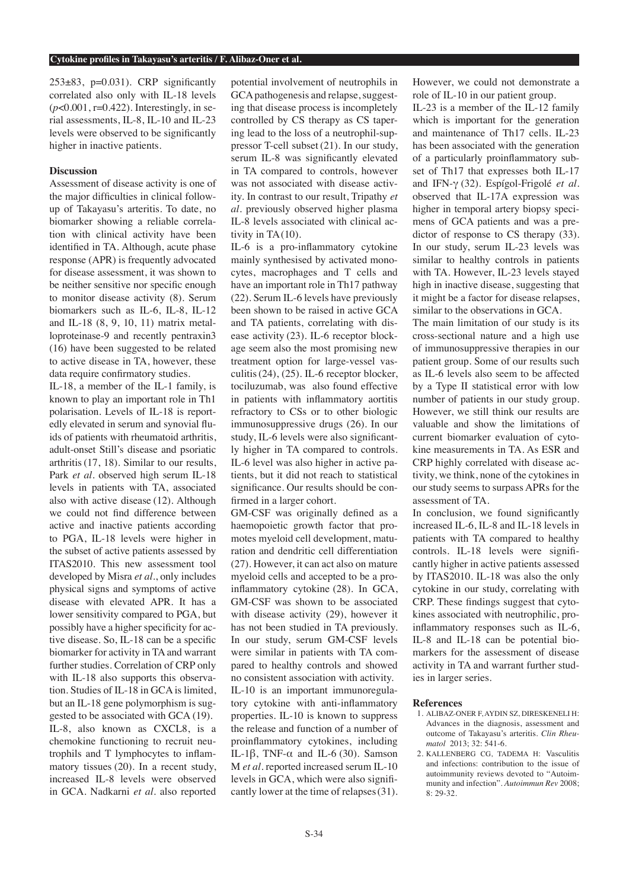253±83, p=0.031). CRP significantly correlated also only with IL-18 levels ($p<0.001$, r=0.422). Interestingly, in serial assessments, IL-8, IL-10 and IL-23 levels were observed to be significantly higher in inactive patients.

### Discussion

Assessment of disease activity is one of the major difficulties in clinical follow-up of Takayasu's arteritis. To date, no biomarker showing a reliable correlation with clinical activity have been identified in TA. Although, acute phase response (APR) is frequently advocated for disease assessment, it was shown to be neither sensitive nor specific enough to monitor disease activity (8). Serum biomarkers such as IL-6, IL-8, IL-12 and IL-18 (8, 9, 10, 11) matrix metalloproteinase-9 and recently pentraxin3 (16) have been suggested to be related to active disease in TA, however, these data require confirmatory studies.

IL-18, a member of the IL-1 family, is known to play an important role in Th1 polarisation. Levels of IL-18 is reportedly elevated in serum and synovial fluids of patients with rheumatoid arthritis, adult-onset Still's disease and psoriatic arthritis (17, 18). Similar to our results, Park *et al.* observed high serum IL-18 levels in patients with TA, associated also with active disease (12). Although we could not find difference between active and inactive patients according to PGA, IL-18 levels were higher in the subset of active patients assessed by ITAS2010. This new assessment tool developed by Misra *et al.*, only includes physical signs and symptoms of active disease with elevated APR. It has a lower sensitivity compared to PGA, but possibly have a higher specificity for active disease. So, IL-18 can be a specific biomarker for activity in TA and warrant further studies. Correlation of CRP only with IL-18 also supports this observation. Studies of IL-18 in GCA is limited, but an IL-18 gene polymorphism is suggested to be associated with GCA (19).

IL-8, also known as CXCL8, is a chemokine functioning to recruit neutrophils and T lymphocytes to inflammatory tissues (20). In a recent study, increased IL-8 levels were observed in GCA. Nadkarni *et al.* also reported potential involvement of neutrophils in GCA pathogenesis and relapse, suggesting that disease process is incompletely controlled by CS therapy as CS tapering lead to the loss of a neutrophil-suppressor T-cell subset (21). In our study, serum IL-8 was significantly elevated in TA compared to controls, however was not associated with disease activity. In contrast to our result, Tripathy *et al.* previously observed higher plasma IL-8 levels associated with clinical activity in TA (10).

IL-6 is a pro-inflammatory cytokine mainly synthesised by activated monocytes, macrophages and T cells and have an important role in Th17 pathway (22). Serum IL-6 levels have previously been shown to be raised in active GCA and TA patients, correlating with disease activity (23). IL-6 receptor blockage seem also the most promising new treatment option for large-vessel vasculitis (24), (25). IL-6 receptor blocker, tociluzumab, was also found effective in patients with inflammatory aortitis refractory to CSs or to other biologic immunosuppressive drugs (26). In our study, IL-6 levels were also significantly higher in TA compared to controls. IL-6 level was also higher in active patients, but it did not reach to statistical significance. Our results should be confirmed in a larger cohort.

GM-CSF was originally defined as a haemopoietic growth factor that promotes myeloid cell development, maturation and dendritic cell differentiation (27). However, it can act also on mature myeloid cells and accepted to be a proinflammatory cytokine (28). In GCA, GM-CSF was shown to be associated with disease activity (29), however it has not been studied in TA previously. In our study, serum GM-CSF levels were similar in patients with TA compared to healthy controls and showed no consistent association with activity.

IL-10 is an important immunoregulatory cytokine with anti-inflammatory properties. IL-10 is known to suppress the release and function of a number of proinflammatory cytokines, including IL-1β, TNF-α and IL-6 (30). Samson M *et al.* reported increased serum IL-10 levels in GCA, which were also significantly lower at the time of relapses (31). However, we could not demonstrate a role of IL-10 in our patient group.

IL-23 is a member of the IL-12 family which is important for the generation and maintenance of Th17 cells. IL-23 has been associated with the generation of a particularly proinflammatory subset of Th17 that expresses both IL-17 and IFN-γ (32). Espígol-Frigolé *et al.* observed that IL-17A expression was higher in temporal artery biopsy specimens of GCA patients and was a predictor of response to CS therapy (33). In our study, serum IL-23 levels was similar to healthy controls in patients with TA. However, IL-23 levels stayed high in inactive disease, suggesting that it might be a factor for disease relapses, similar to the observations in GCA.

The main limitation of our study is its cross-sectional nature and a high use of immunosuppressive therapies in our patient group. Some of our results such as IL-6 levels also seem to be affected by a Type II statistical error with low number of patients in our study group. However, we still think our results are valuable and show the limitations of current biomarker evaluation of cytokine measurements in TA. As ESR and CRP highly correlated with disease activity, we think, none of the cytokines in our study seems to surpass APRs for the assessment of TA.

In conclusion, we found significantly increased IL-6, IL-8 and IL-18 levels in patients with TA compared to healthy controls. IL-18 levels were significantly higher in active patients assessed by ITAS2010. IL-18 was also the only cytokine in our study, correlating with CRP. These findings suggest that cytokines associated with neutrophilic, proinflammatory responses such as IL-6, IL-8 and IL-18 can be potential biomarkers for the assessment of disease activity in TA and warrant further studies in larger series.

### References

1. ALIBAZ-ONER F, AYDIN SZ, DIRESKENELI H: Advances in the diagnosis, assessment and outcome of Takayasu's arteritis. *Clin Rheumatol* 2013; 32: 541-6.
2. KALLENBERG CG, TADEMA H: Vasculitis and infections: contribution to the issue of autoimmunity reviews devoted to "Autoimmunity and infection". *Autoimmun Rev* 2008; 8: 29-32.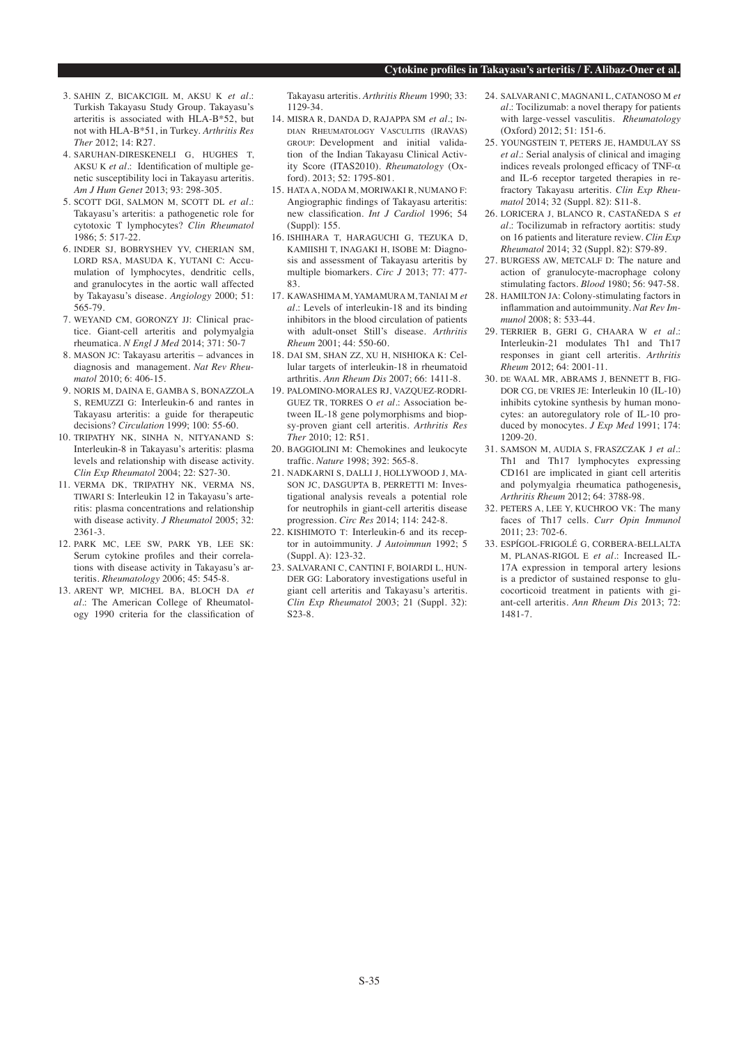3. SAHIN Z, BICAKCIGIL M, AKSU K *et al.*: Turkish Takayasu Study Group. Takayasu's arteritis is associated with HLA-B*52, but not with HLA-B*51, in Turkey. *Arthritis Res Ther* 2012; 14: R27.
4. SARUHAN-DIRESKENELI G, HUGHES T, AKSU K *et al.*: Identification of multiple genetic susceptibility loci in Takayasu arteritis. *Am J Hum Genet* 2013; 93: 298-305.
5. SCOTT DGI, SALMON M, SCOTT DL *et al.*: Takayasu's arteritis: a pathogenetic role for cytotoxic T lymphocytes? *Clin Rheumatol* 1986; 5: 517-22.
6. INDER SJ, BOBRYSHEV YV, CHERIAN SM, LORD RSA, MASUDA K, YUTANI C: Accumulation of lymphocytes, dendritic cells, and granulocytes in the aortic wall affected by Takayasu's disease. *Angiology* 2000; 51: 565-79.
7. WEYAND CM, GORONZY JJ: Clinical practice. Giant-cell arteritis and polymyalgia rheumatica. *N Engl J Med* 2014; 371: 50-7
8. MASON JC: Takayasu arteritis – advances in diagnosis and management. *Nat Rev Rheumatol* 2010; 6: 406-15.
9. NORIS M, DAINA E, GAMBA S, BONAZZOLA S, REMUZZI G: Interleukin-6 and rantes in Takayasu arteritis: a guide for therapeutic decisions? *Circulation* 1999; 100: 55-60.
10. TRIPATHY NK, SINHA N, NITYANAND S: Interleukin-8 in Takayasu's arteritis: plasma levels and relationship with disease activity. *Clin Exp Rheumatol* 2004; 22: S27-30.
11. VERMA DK, TRIPATHY NK, VERMA NS, TIWARI S: Interleukin 12 in Takayasu's arteritis: plasma concentrations and relationship with disease activity. *J Rheumatol* 2005; 32: 2361-3.
12. PARK MC, LEE SW, PARK YB, LEE SK: Serum cytokine profiles and their correlations with disease activity in Takayasu's arteritis. *Rheumatology* 2006; 45: 545-8.
13. ARENT WP, MICHEL BA, BLOCH DA *et al.*: The American College of Rheumatology 1990 criteria for the classification of Takayasu arteritis. *Arthritis Rheum* 1990; 33: 1129-34.
14. MISRA R, DANDA D, RAJAPPA SM *et al.*; INDIAN RHEUMATOLOGY VASCULITIS (IRAVAS) GROUP: Development and initial validation of the Indian Takayasu Clinical Activity Score (ITAS2010). *Rheumatology* (Oxford). 2013; 52: 1795-801.
15. HATA A, NODA M, MORIWAKI R, NUMANO F: Angiographic findings of Takayasu arteritis: new classification. *Int J Cardiol* 1996; 54 (Suppl): 155.
16. ISHIHARA T, HARAGUCHI G, TEZUKA D, KAMIISHI T, INAGAKI H, ISOBE M: Diagnosis and assessment of Takayasu arteritis by multiple biomarkers. *Circ J* 2013; 77: 477-83.
17. KAWASHIMA M, YAMAMURA M, TANIAI M *et al.*: Levels of interleukin-18 and its binding inhibitors in the blood circulation of patients with adult-onset Still's disease. *Arthritis Rheum* 2001; 44: 550-60.
18. DAI SM, SHAN ZZ, XU H, NISHIOKA K: Cellular targets of interleukin-18 in rheumatoid arthritis. *Ann Rheum Dis* 2007; 66: 1411-8.
19. PALOMINO-MORALES RJ, VAZQUEZ-RODRIGUEZ TR, TORRES O *et al.*: Association between IL-18 gene polymorphisms and biopsy-proven giant cell arteritis. *Arthritis Res Ther* 2010; 12: R51.
20. BAGGIOLINI M: Chemokines and leukocyte traffic. *Nature* 1998; 392: 565-8.
21. NADKARNI S, DALLI J, HOLLYWOOD J, MASON JC, DASGUPTA B, PERRETTI M: Investigational analysis reveals a potential role for neutrophils in giant-cell arteritis disease progression. *Circ Res* 2014; 114: 242-8.
22. KISHIMOTO T: Interleukin-6 and its receptor in autoimmunity. *J Autoimmun* 1992; 5 (Suppl. A): 123-32.
23. SALVARANI C, CANTINI F, BOIARDI L, HUNDER GG: Laboratory investigations useful in giant cell arteritis and Takayasu's arteritis. *Clin Exp Rheumatol* 2003; 21 (Suppl. 32): S23-8.
24. SALVARANI C, MAGNANI L, CATANOSO M *et al.*: Tocilizumab: a novel therapy for patients with large-vessel vasculitis. *Rheumatology* (Oxford) 2012; 51: 151-6.
25. YOUNGSTEIN T, PETERS JE, HAMDULAY SS *et al.*: Serial analysis of clinical and imaging indices reveals prolonged efficacy of TNF-α and IL-6 receptor targeted therapies in refractory Takayasu arteritis. *Clin Exp Rheumatol* 2014; 32 (Suppl. 82): S11-8.
26. LORICERA J, BLANCO R, CASTAÑEDA S *et al.*: Tocilizumab in refractory aortitis: study on 16 patients and literature review. *Clin Exp Rheumatol* 2014; 32 (Suppl. 82): S79-89.
27. BURGESS AW, METCALF D: The nature and action of granulocyte-macrophage colony stimulating factors. *Blood* 1980; 56: 947-58.
28. HAMILTON JA: Colony-stimulating factors in inflammation and autoimmunity. *Nat Rev Immunol* 2008; 8: 533-44.
29. TERRIER B, GERI G, CHAARA W *et al.*: Interleukin-21 modulates Th1 and Th17 responses in giant cell arteritis. *Arthritis Rheum* 2012; 64: 2001-11.
30. DE WAAL MR, ABRAMS J, BENNETT B, FIGDOR CG, DE VRIES JE: Interleukin 10 (IL-10) inhibits cytokine synthesis by human monocytes: an autoregulatory role of IL-10 produced by monocytes. *J Exp Med* 1991; 174: 1209-20.
31. SAMSON M, AUDIA S, FRASZCZAK J *et al.*: Th1 and Th17 lymphocytes expressing CD161 are implicated in giant cell arteritis and polymyalgia rheumatica pathogenesis. *Arthritis Rheum* 2012; 64: 3788-98.
32. PETERS A, LEE Y, KUCHROO VK: The many faces of Th17 cells. *Curr Opin Immunol* 2011; 23: 702-6.
33. ESPÍGOL-FRIGOLÉ G, CORBERA-BELLALTA M, PLANAS-RIGOL E *et al.*: Increased IL-17A expression in temporal artery lesions is a predictor of sustained response to glucocorticoid treatment in patients with giant-cell arteritis. *Ann Rheum Dis* 2013; 72: 1481-7.